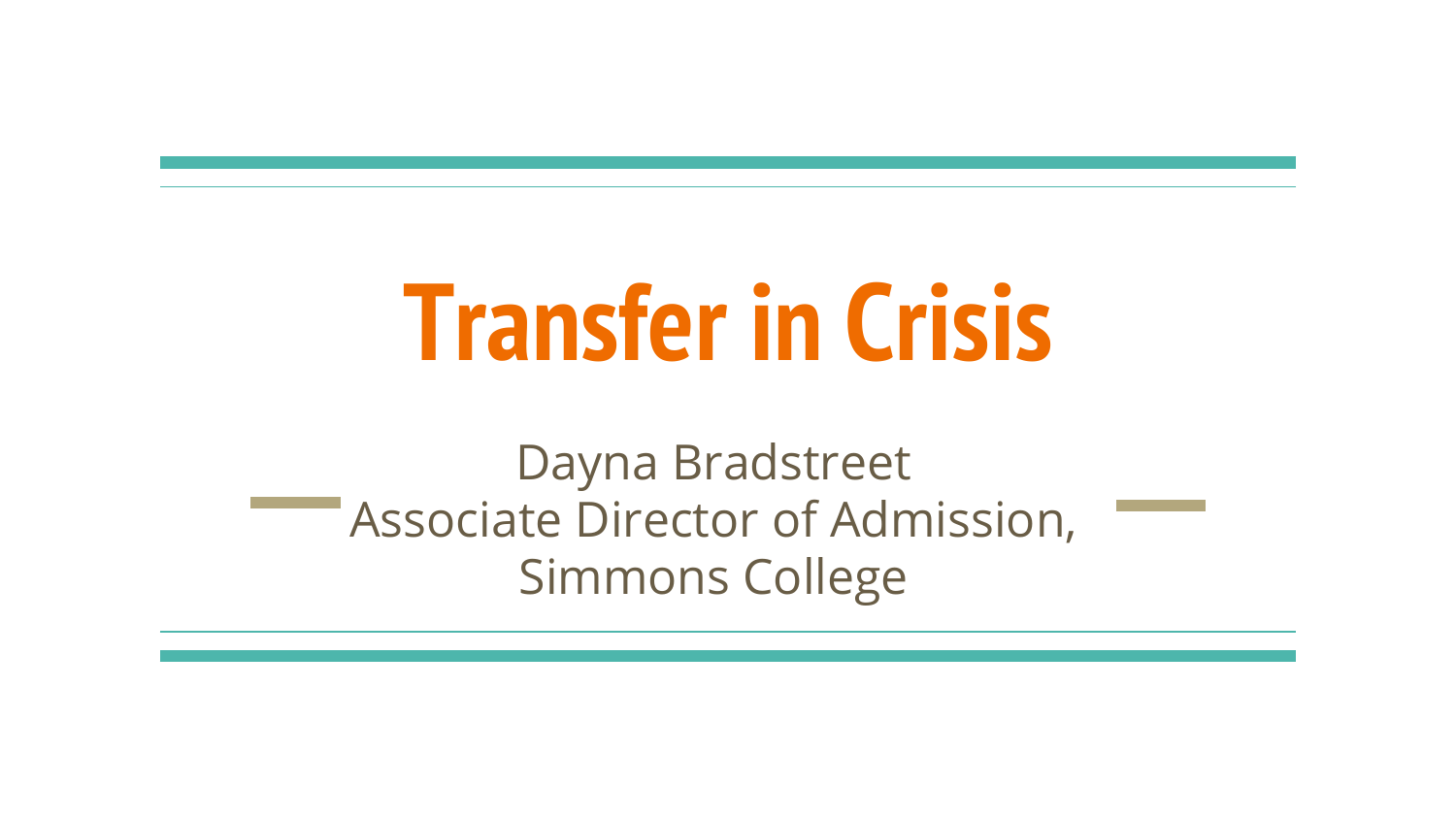# Transfer in Crisis

Dayna Bradstreet
Associate Director of Admission,
Simmons College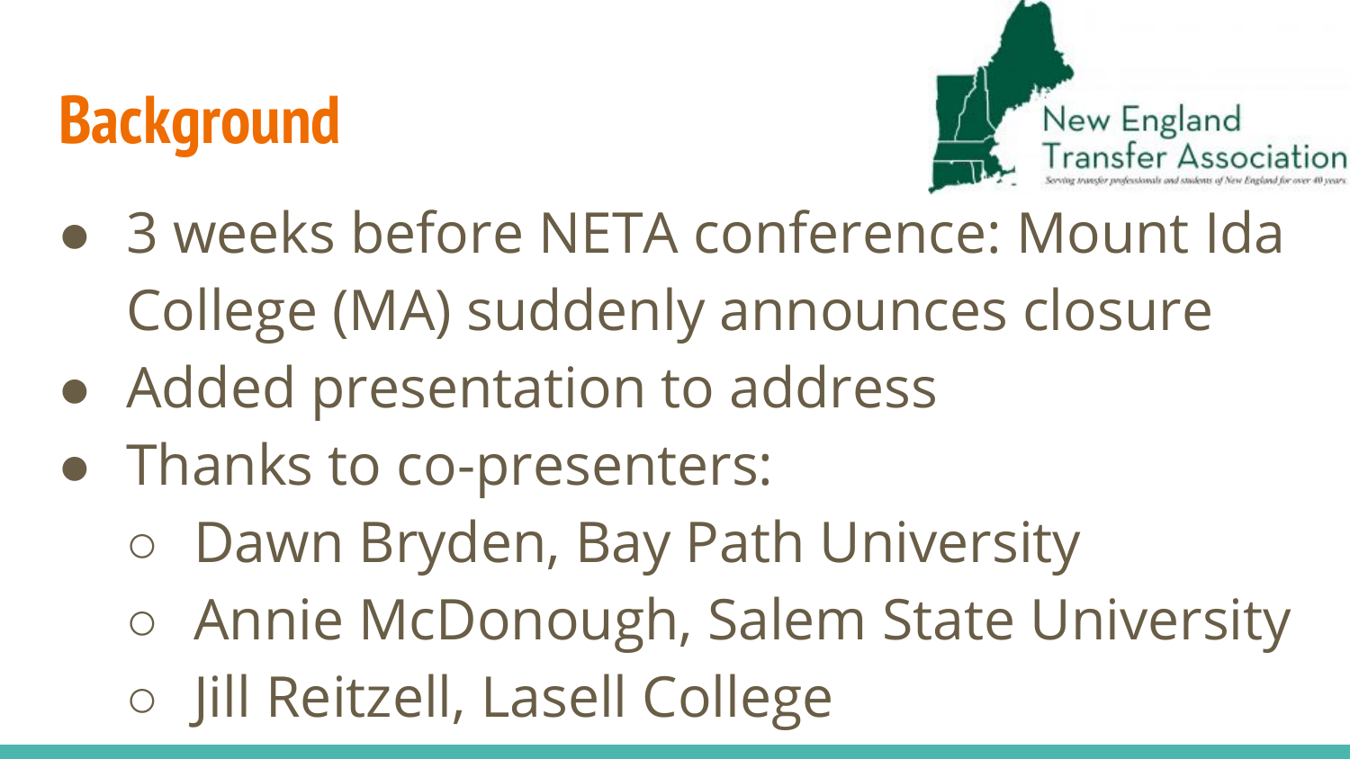# Background

New England Transfer Association

*Serving transfer professionals and students of New England for over 40 years*

- 3 weeks before NETA conference: Mount Ida College (MA) suddenly announces closure
- Added presentation to address
- Thanks to co-presenters:
  - Dawn Bryden, Bay Path University
  - Annie McDonough, Salem State University
  - Jill Reitzell, Lasell College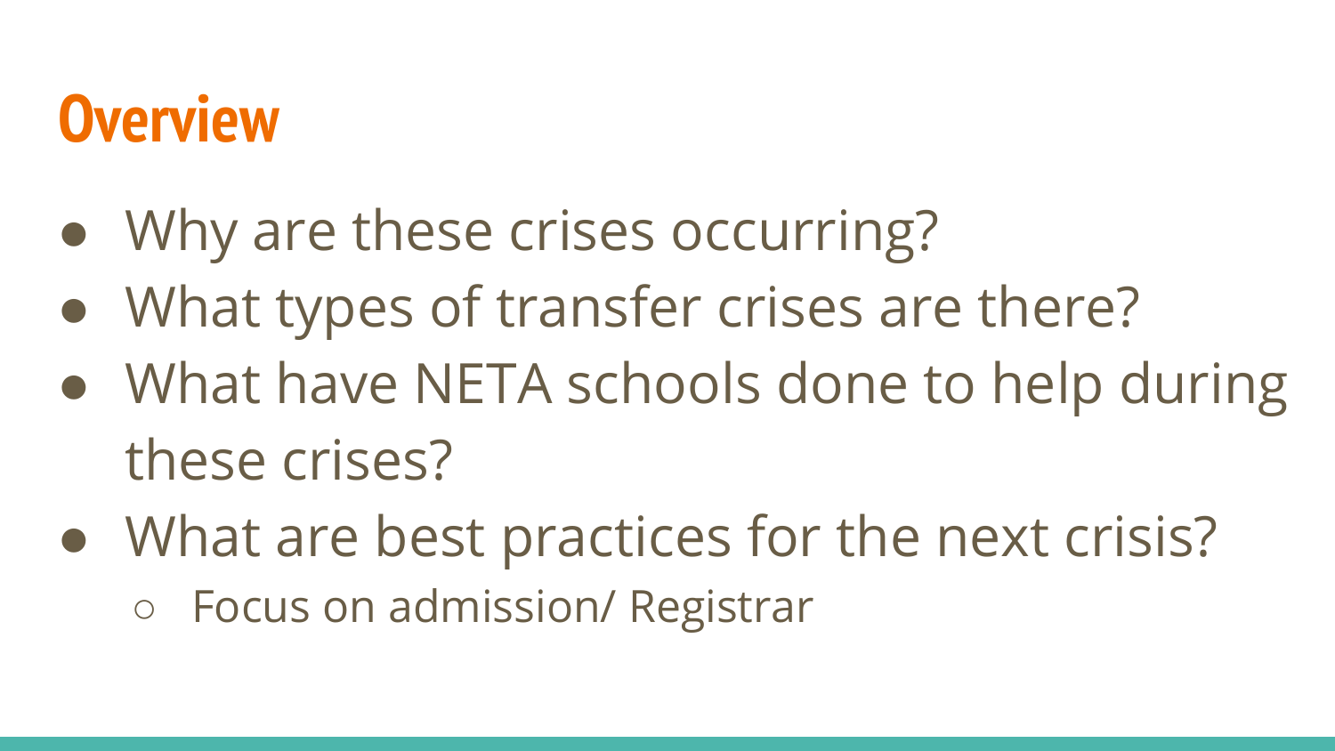# Overview

- Why are these crises occurring?
- What types of transfer crises are there?
- What have NETA schools done to help during these crises?
- What are best practices for the next crisis?
  - Focus on admission/ Registrar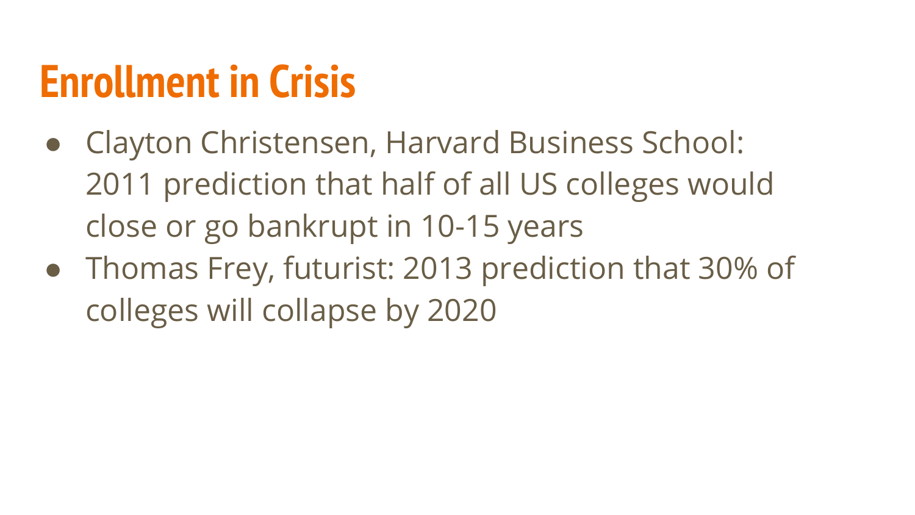# Enrollment in Crisis

- Clayton Christensen, Harvard Business School: 2011 prediction that half of all US colleges would close or go bankrupt in 10-15 years
- Thomas Frey, futurist: 2013 prediction that 30% of colleges will collapse by 2020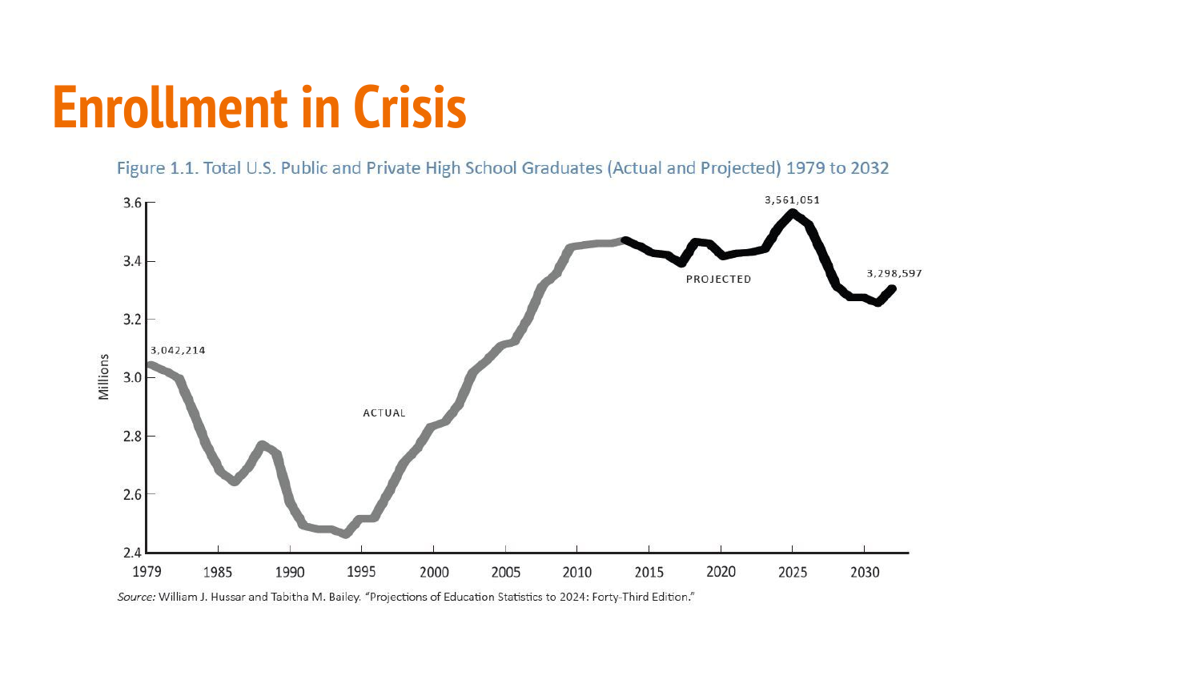# Enrollment in Crisis

Figure 1.1. Total U.S. Public and Private High School Graduates (Actual and Projected) 1979 to 2032

3,042,214

ACTUAL

PROJECTED

3,561,051

3,298,597

Millions

3.6
3.4
3.2
3.0
2.8
2.6
2.4

1979 1985 1990 1995 2000 2005 2010 2015 2020 2025 2030

*Source:* William J. Hussar and Tabitha M. Bailey. "Projections of Education Statistics to 2024: Forty-Third Edition."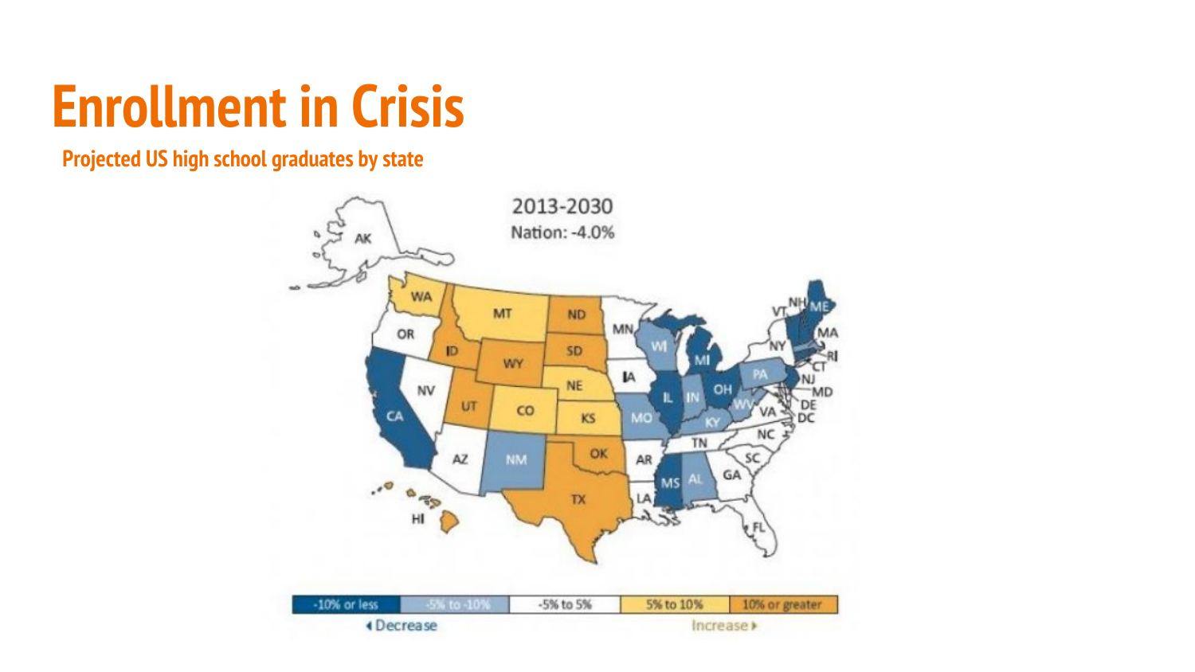# Enrollment in Crisis

**Projected US high school graduates by state**

2013-2030

Nation: -4.0%

| -10% or less | -5% to -10% | -5% to 5% | 5% to 10% | 10% or greater |
| --- | --- | --- | --- | --- |

◂ Decrease — Increase ▸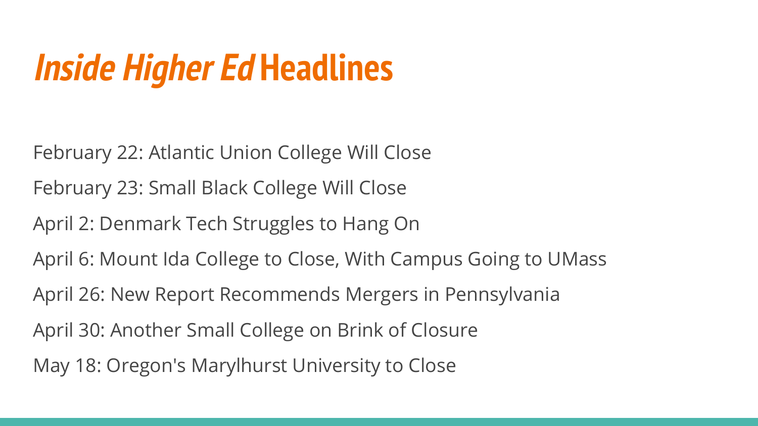# *Inside Higher Ed* Headlines

February 22: Atlantic Union College Will Close

February 23: Small Black College Will Close

April 2: Denmark Tech Struggles to Hang On

April 6: Mount Ida College to Close, With Campus Going to UMass

April 26: New Report Recommends Mergers in Pennsylvania

April 30: Another Small College on Brink of Closure

May 18: Oregon's Marylhurst University to Close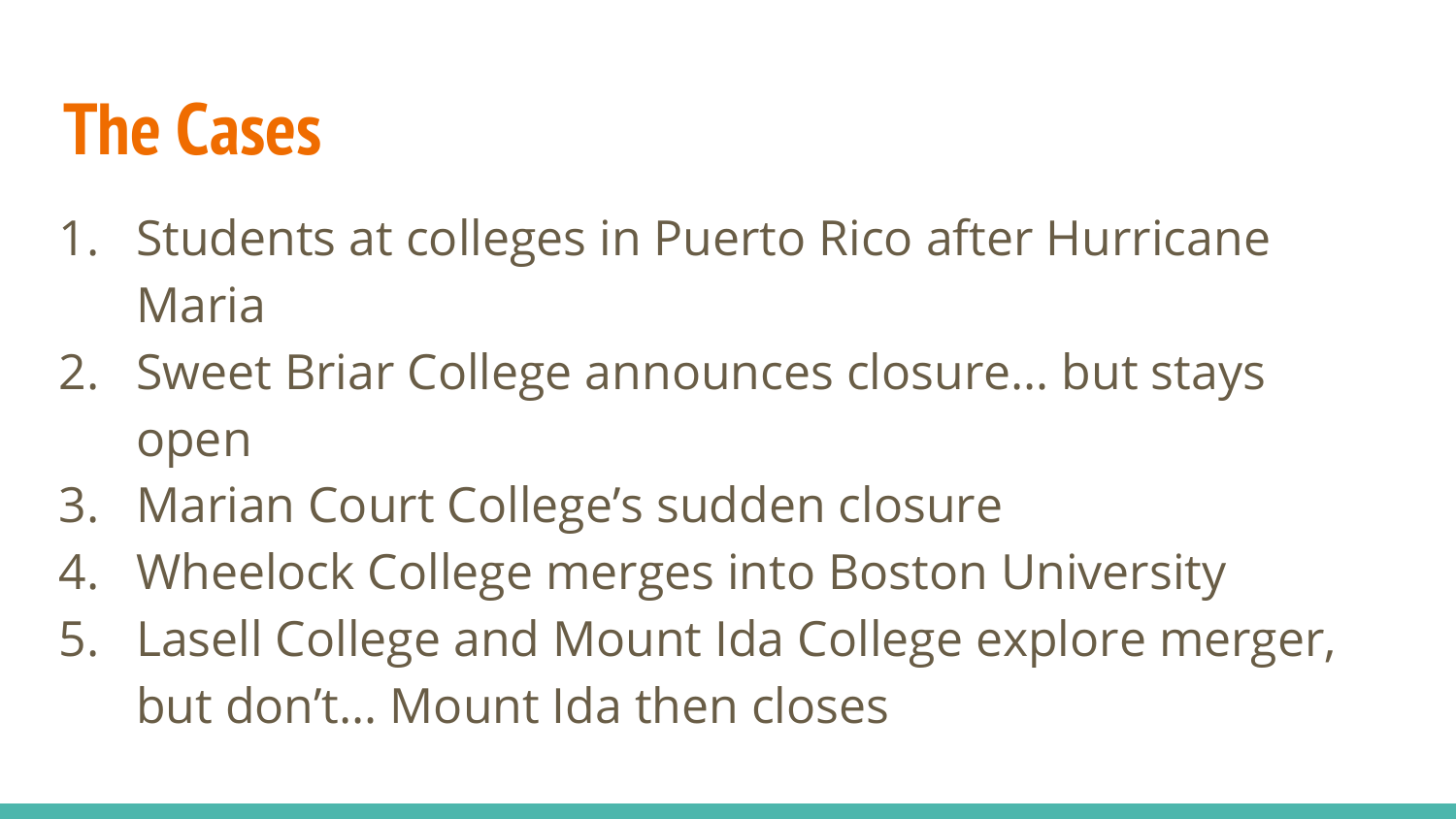# The Cases

1. Students at colleges in Puerto Rico after Hurricane Maria
2. Sweet Briar College announces closure… but stays open
3. Marian Court College's sudden closure
4. Wheelock College merges into Boston University
5. Lasell College and Mount Ida College explore merger, but don't… Mount Ida then closes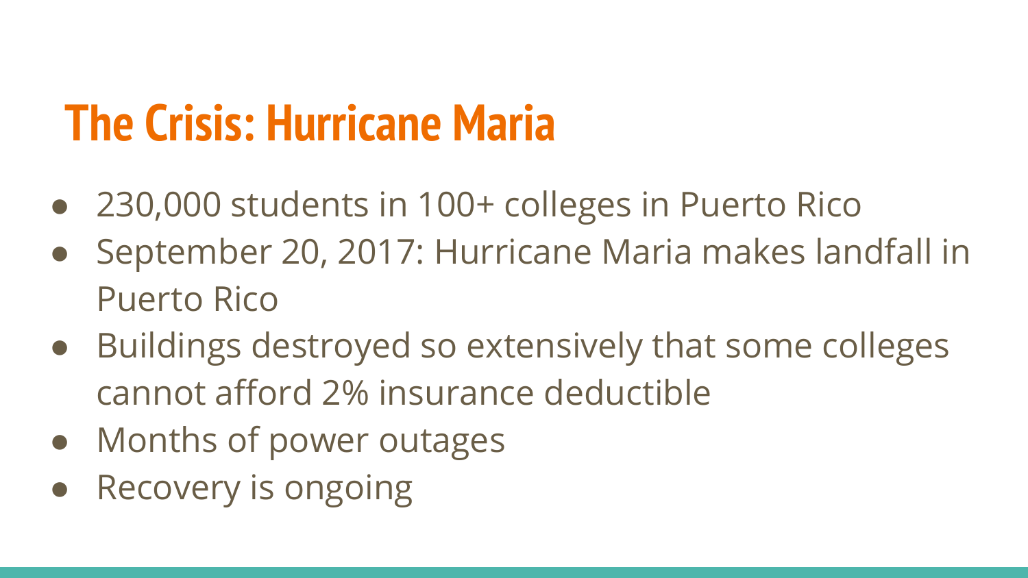# The Crisis: Hurricane Maria

- 230,000 students in 100+ colleges in Puerto Rico
- September 20, 2017: Hurricane Maria makes landfall in Puerto Rico
- Buildings destroyed so extensively that some colleges cannot afford 2% insurance deductible
- Months of power outages
- Recovery is ongoing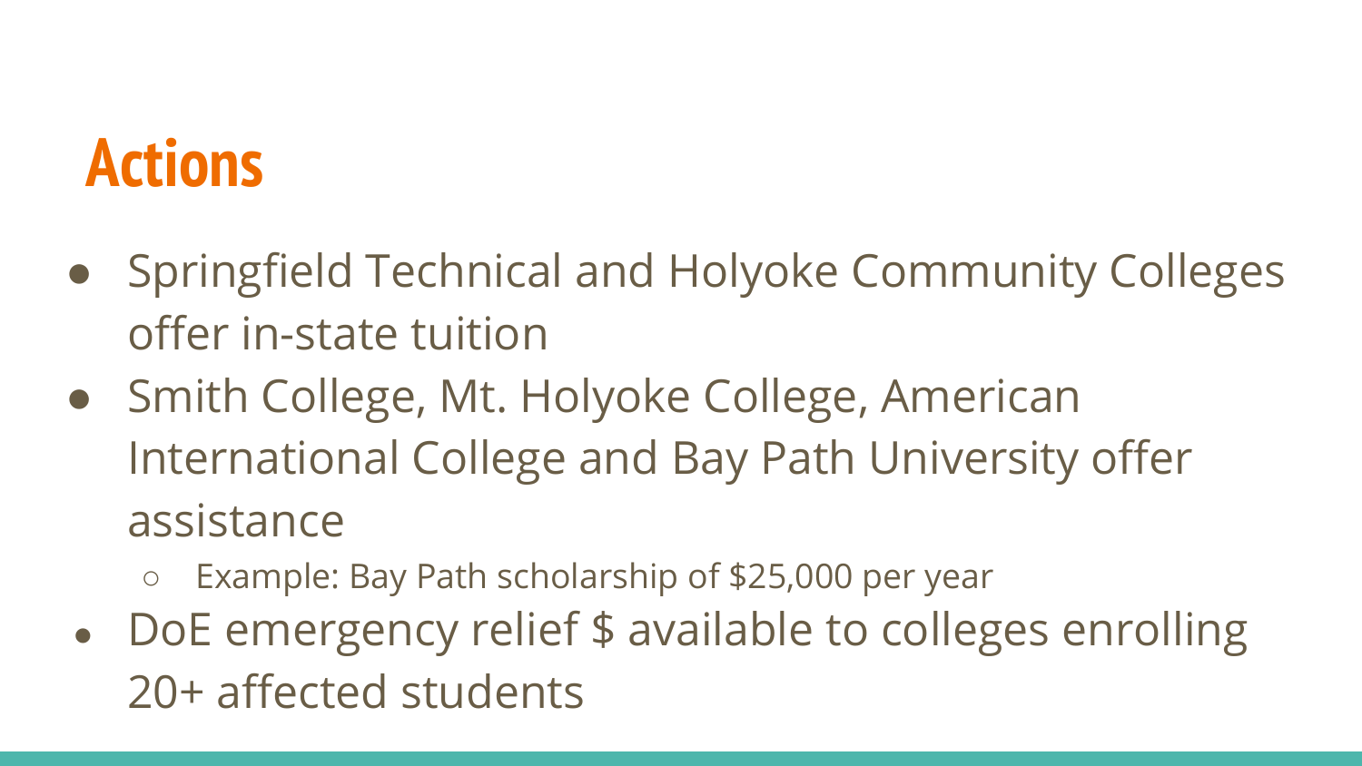# Actions

- Springfield Technical and Holyoke Community Colleges offer in-state tuition
- Smith College, Mt. Holyoke College, American International College and Bay Path University offer assistance
  - Example: Bay Path scholarship of $25,000 per year
- DoE emergency relief $ available to colleges enrolling 20+ affected students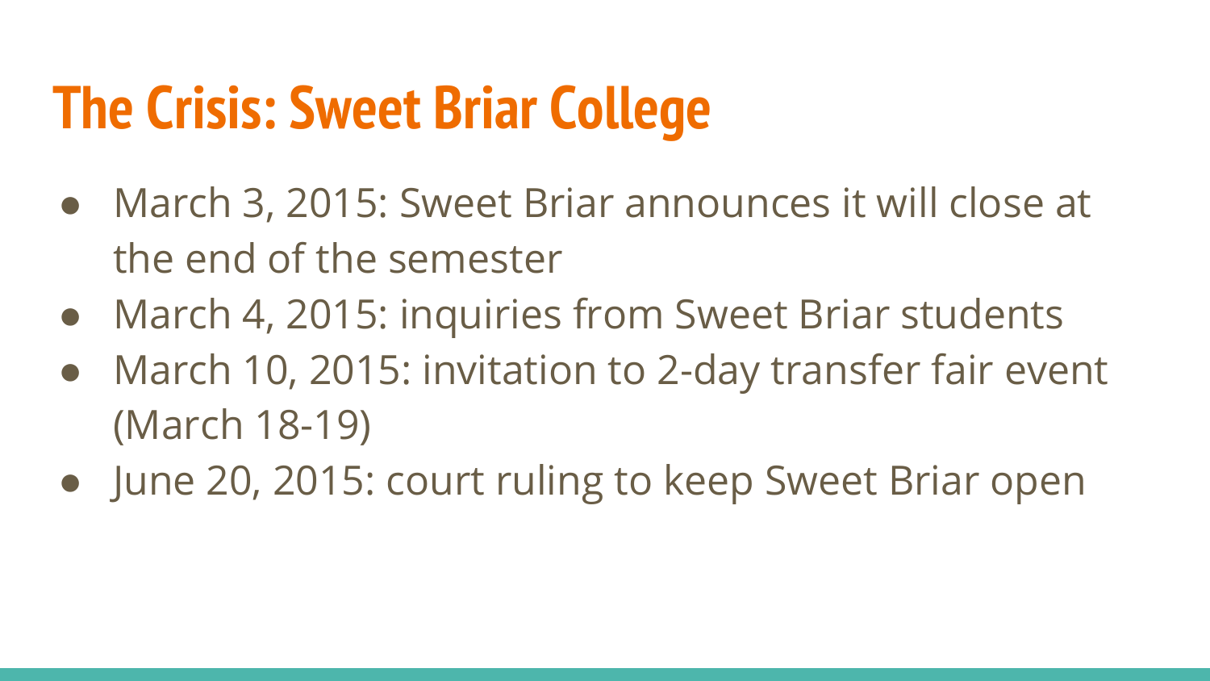# The Crisis: Sweet Briar College

- March 3, 2015: Sweet Briar announces it will close at the end of the semester
- March 4, 2015: inquiries from Sweet Briar students
- March 10, 2015: invitation to 2-day transfer fair event (March 18-19)
- June 20, 2015: court ruling to keep Sweet Briar open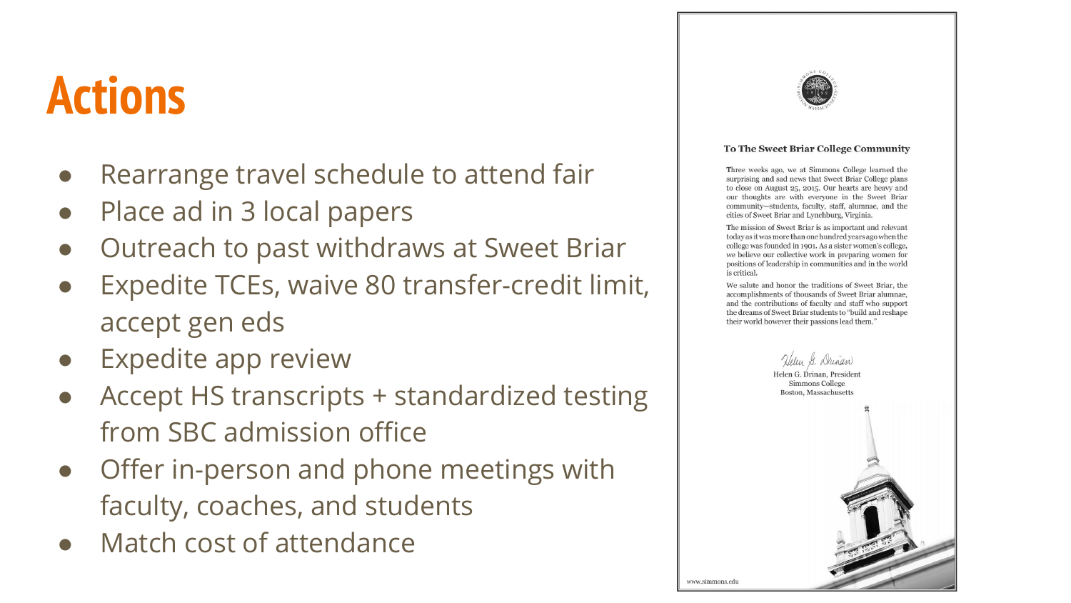# Actions

- Rearrange travel schedule to attend fair
- Place ad in 3 local papers
- Outreach to past withdraws at Sweet Briar
- Expedite TCEs, waive 80 transfer-credit limit, accept gen eds
- Expedite app review
- Accept HS transcripts + standardized testing from SBC admission office
- Offer in-person and phone meetings with faculty, coaches, and students
- Match cost of attendance

**To The Sweet Briar College Community**

Three weeks ago, we at Simmons College learned the surprising and sad news that Sweet Briar College plans to close on August 25, 2015. Our hearts are heavy and our thoughts are with everyone in the Sweet Briar community—students, faculty, staff, alumnae, and the cities of Sweet Briar and Lynchburg, Virginia.

The mission of Sweet Briar is as important and relevant today as it was more than one hundred years ago when the college was founded in 1901. As a sister women's college, we believe our collective work in preparing women for positions of leadership in communities and in the world is critical.

We salute and honor the traditions of Sweet Briar, the accomplishments of thousands of Sweet Briar alumnae, and the contributions of faculty and staff who support the dreams of Sweet Briar students to "build and reshape their world however their passions lead them."

Helen G. Drinan, President
Simmons College
Boston, Massachusetts

www.simmons.edu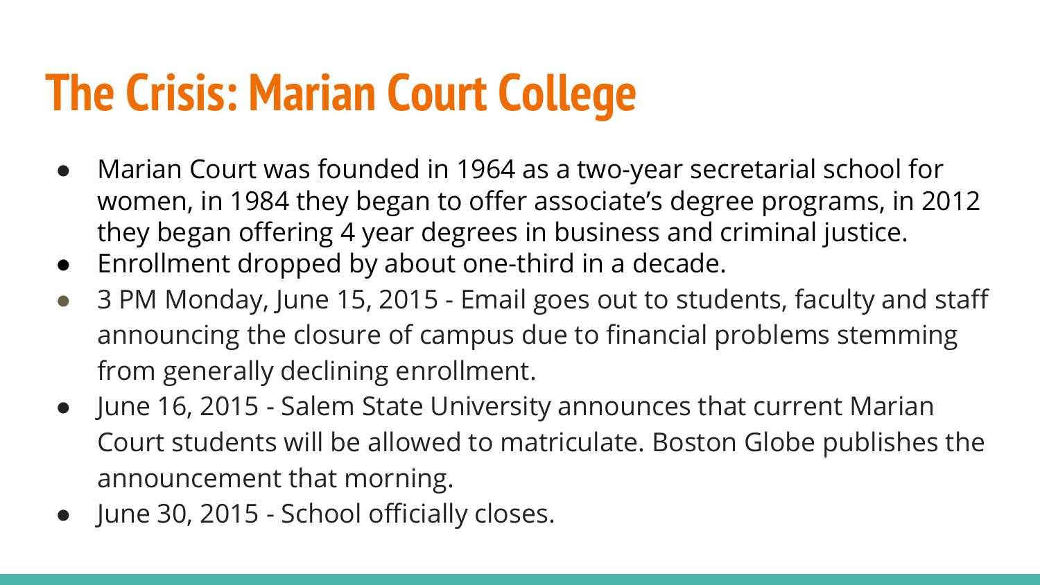# The Crisis: Marian Court College

- Marian Court was founded in 1964 as a two-year secretarial school for women, in 1984 they began to offer associate's degree programs, in 2012 they began offering 4 year degrees in business and criminal justice.
- Enrollment dropped by about one-third in a decade.
- 3 PM Monday, June 15, 2015 - Email goes out to students, faculty and staff announcing the closure of campus due to financial problems stemming from generally declining enrollment.
- June 16, 2015 - Salem State University announces that current Marian Court students will be allowed to matriculate. Boston Globe publishes the announcement that morning.
- June 30, 2015 - School officially closes.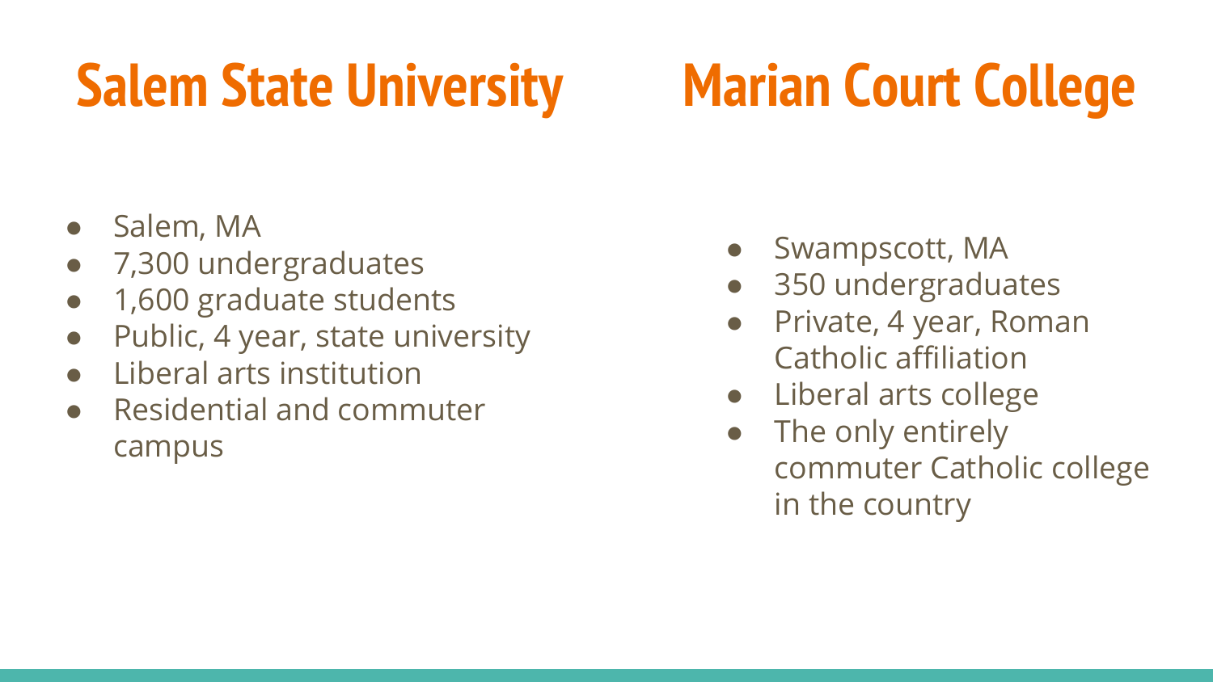## Salem State University

- Salem, MA
- 7,300 undergraduates
- 1,600 graduate students
- Public, 4 year, state university
- Liberal arts institution
- Residential and commuter campus

## Marian Court College

- Swampscott, MA
- 350 undergraduates
- Private, 4 year, Roman Catholic affiliation
- Liberal arts college
- The only entirely commuter Catholic college in the country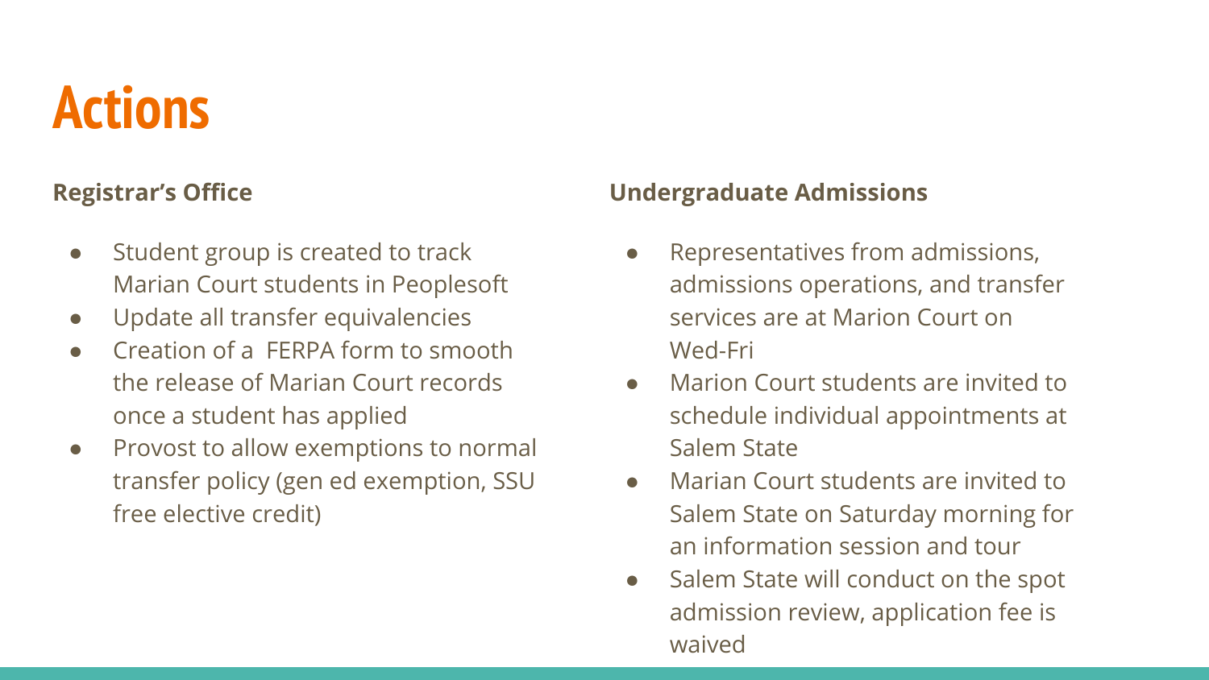# Actions

**Registrar's Office**

- Student group is created to track Marian Court students in Peoplesoft
- Update all transfer equivalencies
- Creation of a FERPA form to smooth the release of Marian Court records once a student has applied
- Provost to allow exemptions to normal transfer policy (gen ed exemption, SSU free elective credit)

**Undergraduate Admissions**

- Representatives from admissions, admissions operations, and transfer services are at Marion Court on Wed-Fri
- Marion Court students are invited to schedule individual appointments at Salem State
- Marian Court students are invited to Salem State on Saturday morning for an information session and tour
- Salem State will conduct on the spot admission review, application fee is waived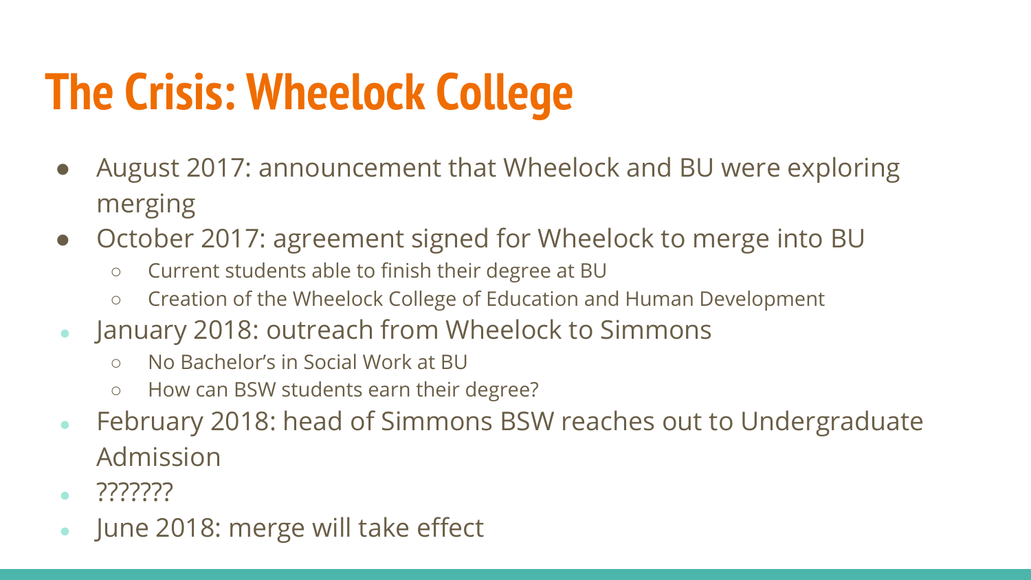# The Crisis: Wheelock College

- August 2017: announcement that Wheelock and BU were exploring merging
- October 2017: agreement signed for Wheelock to merge into BU
  - Current students able to finish their degree at BU
  - Creation of the Wheelock College of Education and Human Development
- January 2018: outreach from Wheelock to Simmons
  - No Bachelor's in Social Work at BU
  - How can BSW students earn their degree?
- February 2018: head of Simmons BSW reaches out to Undergraduate Admission
- ???????
- June 2018: merge will take effect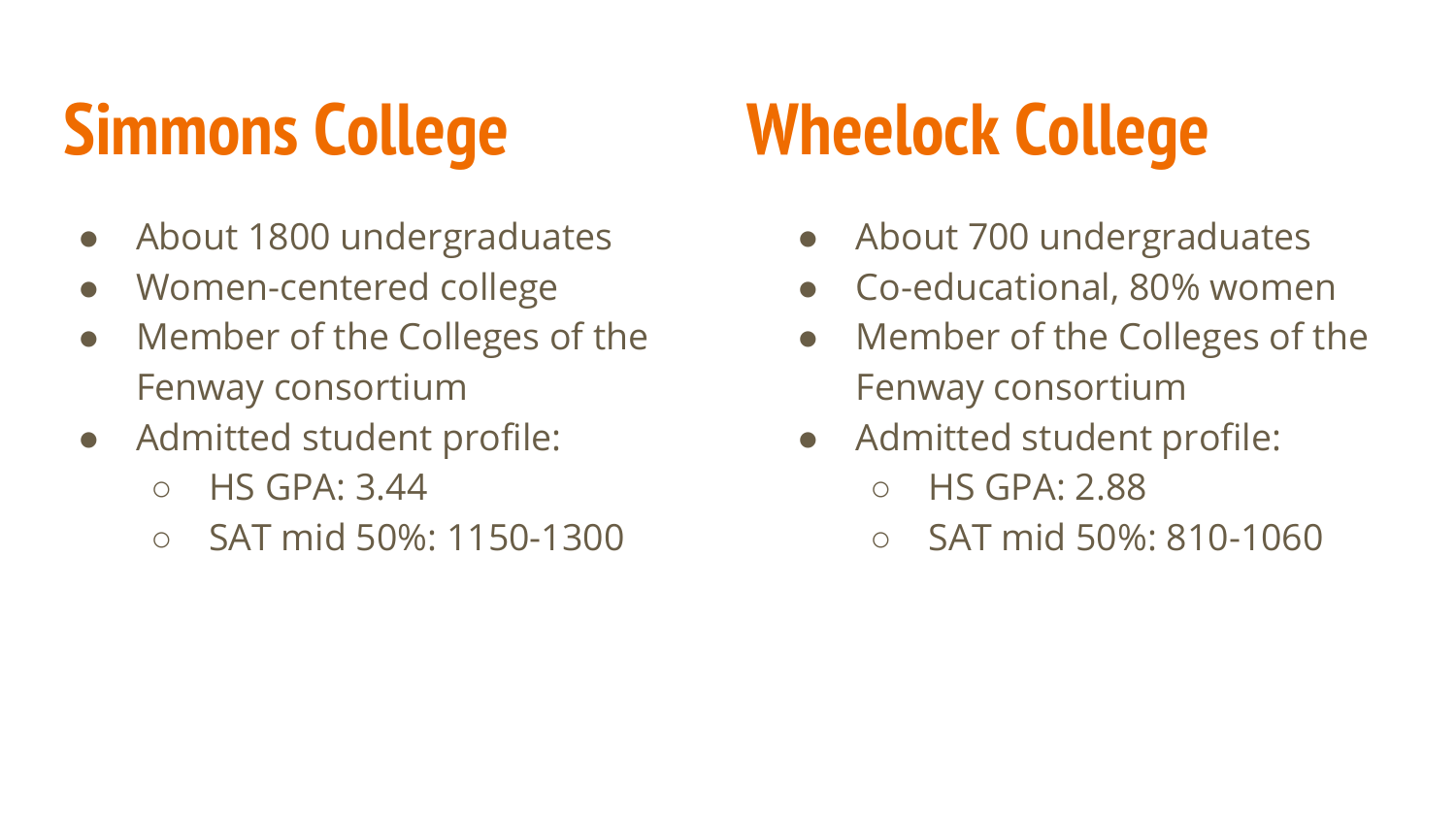## Simmons College

- About 1800 undergraduates
- Women-centered college
- Member of the Colleges of the Fenway consortium
- Admitted student profile:
  - HS GPA: 3.44
  - SAT mid 50%: 1150-1300

## Wheelock College

- About 700 undergraduates
- Co-educational, 80% women
- Member of the Colleges of the Fenway consortium
- Admitted student profile:
  - HS GPA: 2.88
  - SAT mid 50%: 810-1060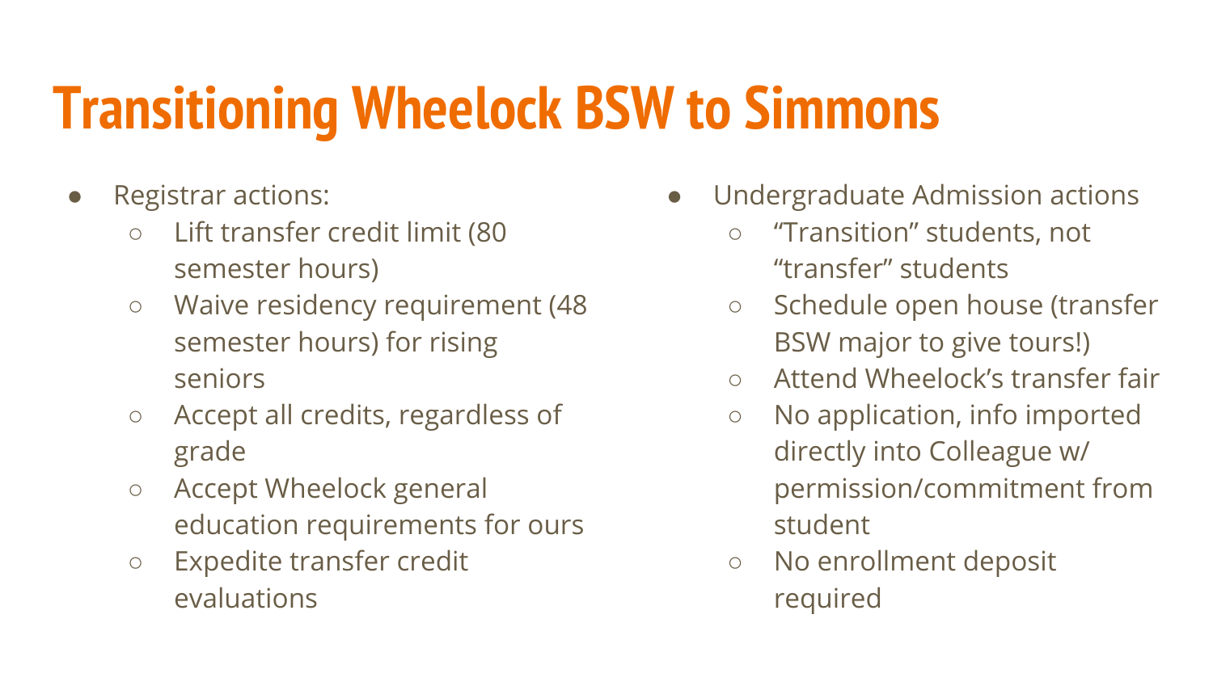# Transitioning Wheelock BSW to Simmons

- Registrar actions:
  - Lift transfer credit limit (80 semester hours)
  - Waive residency requirement (48 semester hours) for rising seniors
  - Accept all credits, regardless of grade
  - Accept Wheelock general education requirements for ours
  - Expedite transfer credit evaluations

- Undergraduate Admission actions
  - "Transition" students, not "transfer" students
  - Schedule open house (transfer BSW major to give tours!)
  - Attend Wheelock's transfer fair
  - No application, info imported directly into Colleague w/ permission/commitment from student
  - No enrollment deposit required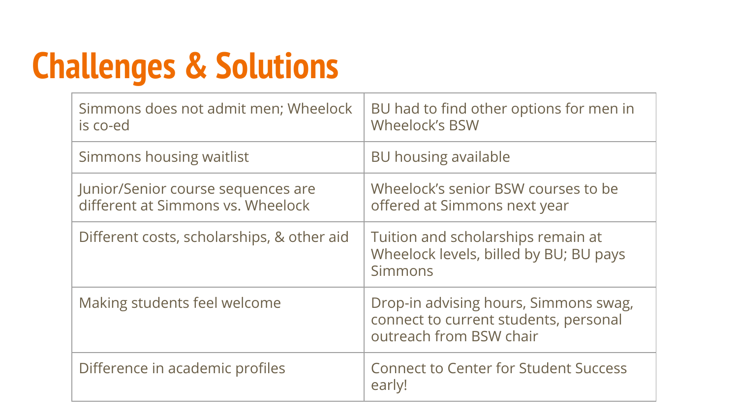# Challenges & Solutions

| | |
|---|---|
| Simmons does not admit men; Wheelock is co-ed | BU had to find other options for men in Wheelock's BSW |
| Simmons housing waitlist | BU housing available |
| Junior/Senior course sequences are different at Simmons vs. Wheelock | Wheelock's senior BSW courses to be offered at Simmons next year |
| Different costs, scholarships, & other aid | Tuition and scholarships remain at Wheelock levels, billed by BU; BU pays Simmons |
| Making students feel welcome | Drop-in advising hours, Simmons swag, connect to current students, personal outreach from BSW chair |
| Difference in academic profiles | Connect to Center for Student Success early! |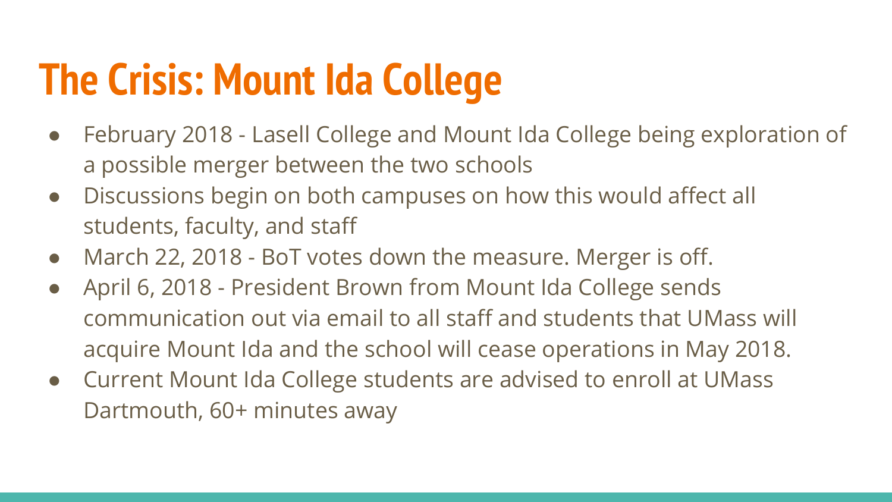# The Crisis: Mount Ida College

- February 2018 - Lasell College and Mount Ida College being exploration of a possible merger between the two schools
- Discussions begin on both campuses on how this would affect all students, faculty, and staff
- March 22, 2018 - BoT votes down the measure. Merger is off.
- April 6, 2018 - President Brown from Mount Ida College sends communication out via email to all staff and students that UMass will acquire Mount Ida and the school will cease operations in May 2018.
- Current Mount Ida College students are advised to enroll at UMass Dartmouth, 60+ minutes away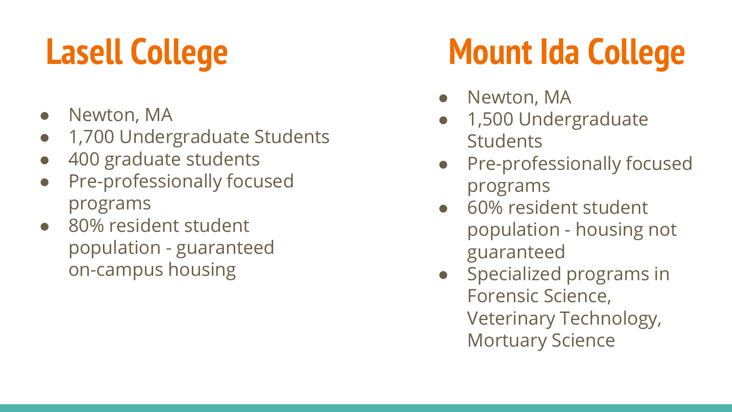## Lasell College

- Newton, MA
- 1,700 Undergraduate Students
- 400 graduate students
- Pre-professionally focused programs
- 80% resident student population - guaranteed on-campus housing

## Mount Ida College

- Newton, MA
- 1,500 Undergraduate Students
- Pre-professionally focused programs
- 60% resident student population - housing not guaranteed
- Specialized programs in Forensic Science, Veterinary Technology, Mortuary Science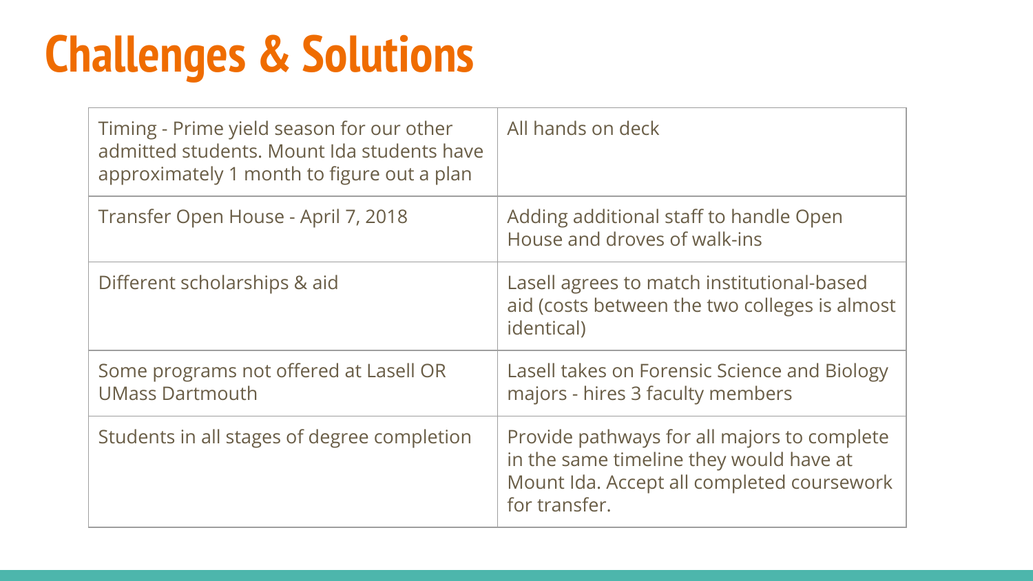# Challenges & Solutions

| Challenge | Solution |
|---|---|
| Timing - Prime yield season for our other admitted students. Mount Ida students have approximately 1 month to figure out a plan | All hands on deck |
| Transfer Open House - April 7, 2018 | Adding additional staff to handle Open House and droves of walk-ins |
| Different scholarships & aid | Lasell agrees to match institutional-based aid (costs between the two colleges is almost identical) |
| Some programs not offered at Lasell OR UMass Dartmouth | Lasell takes on Forensic Science and Biology majors - hires 3 faculty members |
| Students in all stages of degree completion | Provide pathways for all majors to complete in the same timeline they would have at Mount Ida. Accept all completed coursework for transfer. |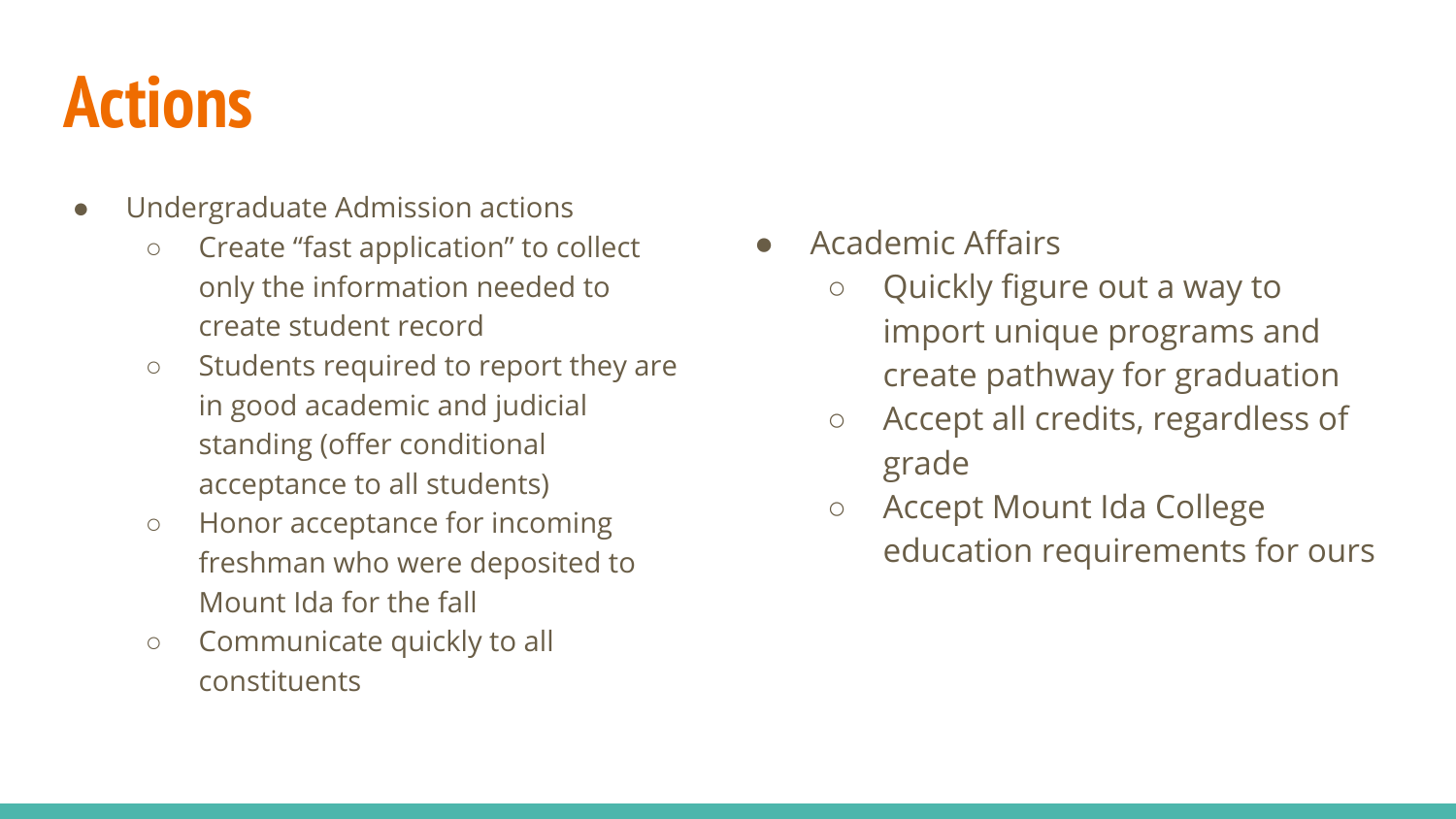# Actions

- Undergraduate Admission actions
  - Create “fast application” to collect only the information needed to create student record
  - Students required to report they are in good academic and judicial standing (offer conditional acceptance to all students)
  - Honor acceptance for incoming freshman who were deposited to Mount Ida for the fall
  - Communicate quickly to all constituents
- Academic Affairs
  - Quickly figure out a way to import unique programs and create pathway for graduation
  - Accept all credits, regardless of grade
  - Accept Mount Ida College education requirements for ours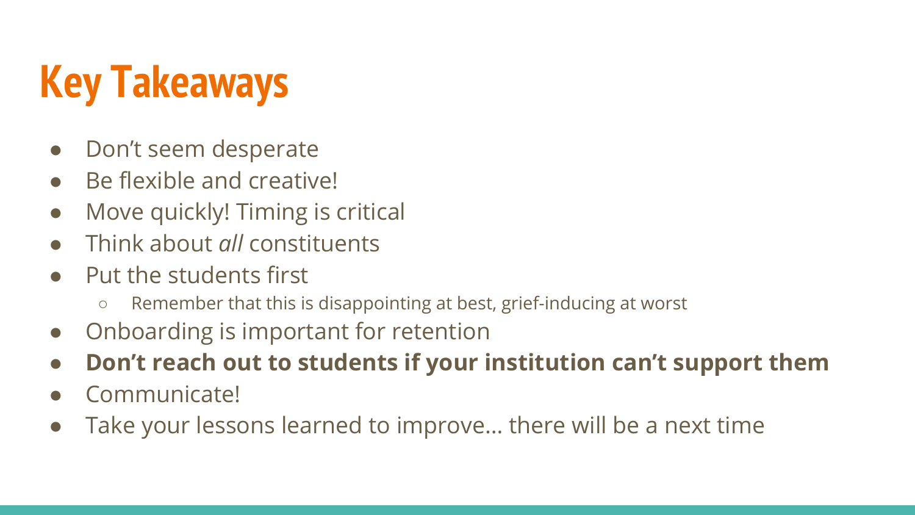# Key Takeaways

- Don’t seem desperate
- Be flexible and creative!
- Move quickly! Timing is critical
- Think about *all* constituents
- Put the students first
    - Remember that this is disappointing at best, grief-inducing at worst
- Onboarding is important for retention
- **Don’t reach out to students if your institution can’t support them**
- Communicate!
- Take your lessons learned to improve… there will be a next time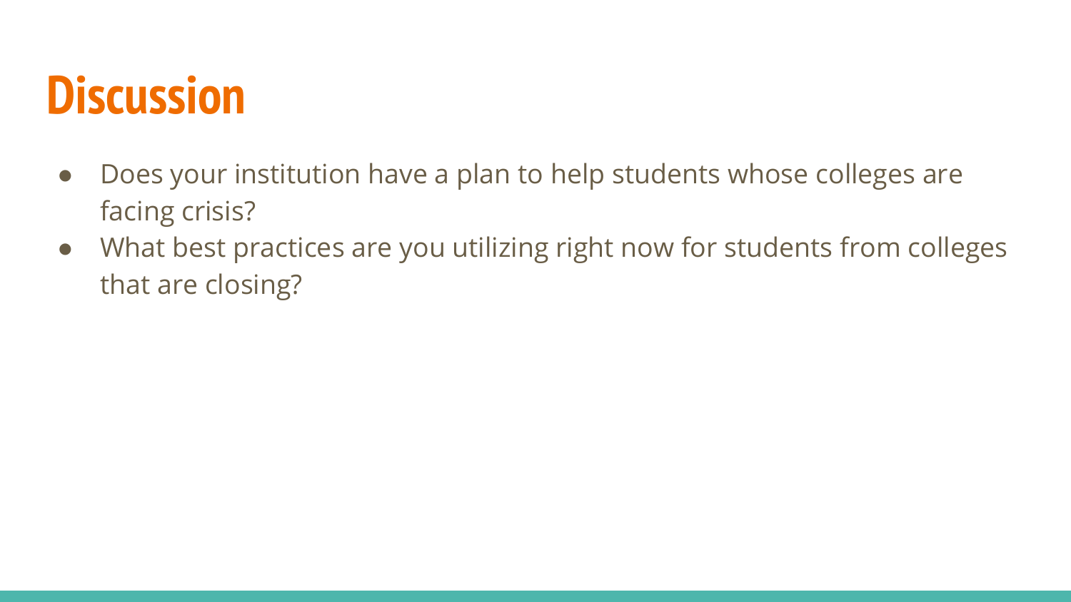# Discussion

- Does your institution have a plan to help students whose colleges are facing crisis?
- What best practices are you utilizing right now for students from colleges that are closing?